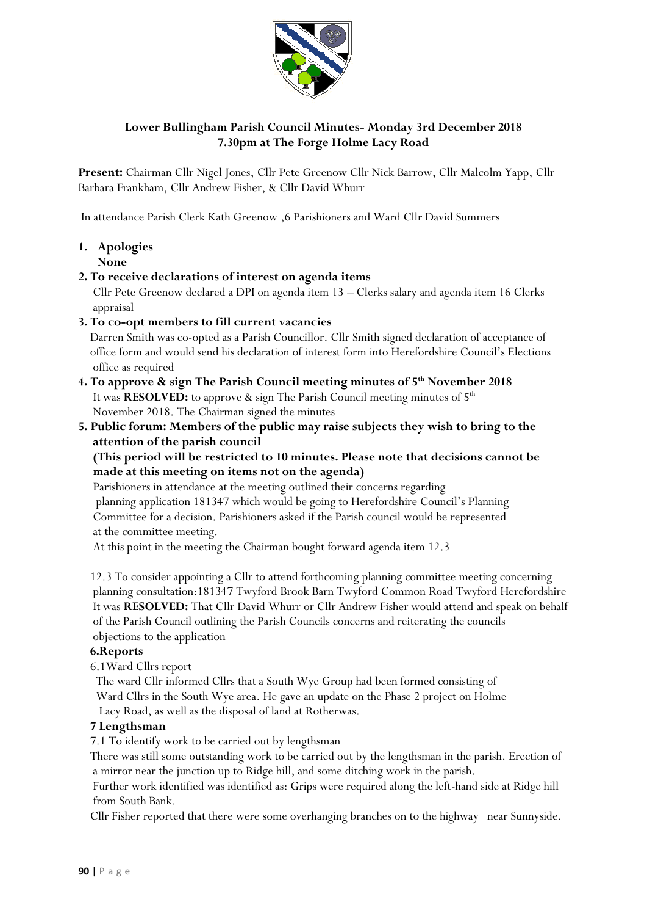# Lower Bullingham Parish Council Minutes- Monday 3rd December 2018
## 7.30pm at The Forge Holme Lacy Road

**Present:** Chairman Cllr Nigel Jones, Cllr Pete Greenow Cllr Nick Barrow, Cllr Malcolm Yapp, Cllr Barbara Frankham, Cllr Andrew Fisher, & Cllr David Whurr

In attendance Parish Clerk Kath Greenow ,6 Parishioners and Ward Cllr David Summers

1. **Apologies**
   **None**

2. **To receive declarations of interest on agenda items**
   Cllr Pete Greenow declared a DPI on agenda item 13 – Clerks salary and agenda item 16 Clerks appraisal

3. **To co-opt members to fill current vacancies**
   Darren Smith was co-opted as a Parish Councillor. Cllr Smith signed declaration of acceptance of office form and would send his declaration of interest form into Herefordshire Council's Elections office as required

4. **To approve & sign The Parish Council meeting minutes of 5th November 2018**
   It was **RESOLVED:** to approve & sign The Parish Council meeting minutes of 5th November 2018. The Chairman signed the minutes

5. **Public forum: Members of the public may raise subjects they wish to bring to the attention of the parish council**
   **(This period will be restricted to 10 minutes. Please note that decisions cannot be made at this meeting on items not on the agenda)**
   Parishioners in attendance at the meeting outlined their concerns regarding planning application 181347 which would be going to Herefordshire Council's Planning Committee for a decision. Parishioners asked if the Parish council would be represented at the committee meeting.
   At this point in the meeting the Chairman bought forward agenda item 12.3

   12.3 To consider appointing a Cllr to attend forthcoming planning committee meeting concerning planning consultation:181347 Twyford Brook Barn Twyford Common Road Twyford Herefordshire
   It was **RESOLVED:** That Cllr David Whurr or Cllr Andrew Fisher would attend and speak on behalf of the Parish Council outlining the Parish Councils concerns and reiterating the councils objections to the application

**6.Reports**

6.1Ward Cllrs report

The ward Cllr informed Cllrs that a South Wye Group had been formed consisting of Ward Cllrs in the South Wye area. He gave an update on the Phase 2 project on Holme Lacy Road, as well as the disposal of land at Rotherwas.

**7 Lengthsman**

7.1 To identify work to be carried out by lengthsman

There was still some outstanding work to be carried out by the lengthsman in the parish. Erection of a mirror near the junction up to Ridge hill, and some ditching work in the parish.

Further work identified was identified as: Grips were required along the left-hand side at Ridge hill from South Bank.

Cllr Fisher reported that there were some overhanging branches on to the highway near Sunnyside.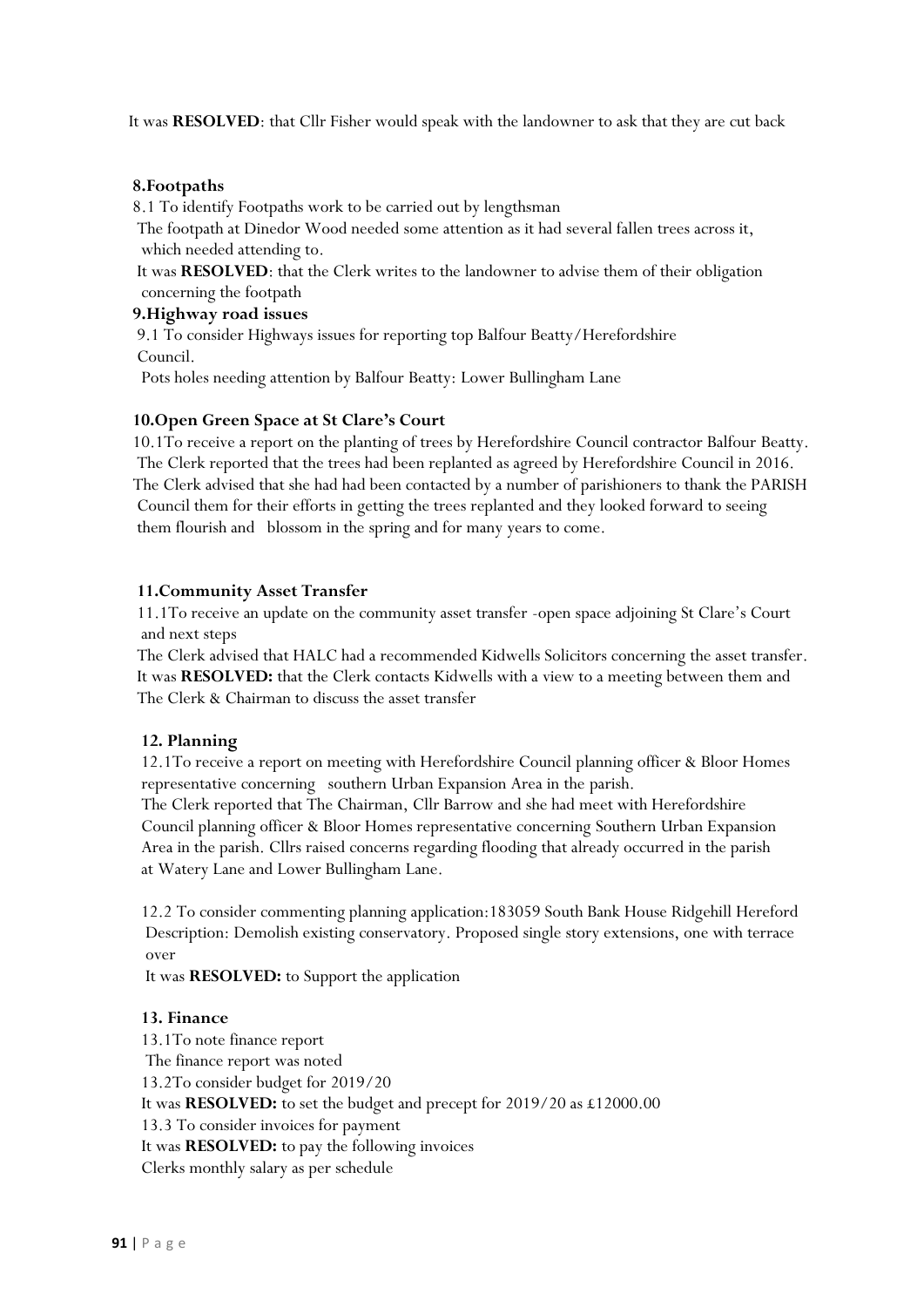It was **RESOLVED**: that Cllr Fisher would speak with the landowner to ask that they are cut back

**8.Footpaths**

8.1 To identify Footpaths work to be carried out by lengthsman

The footpath at Dinedor Wood needed some attention as it had several fallen trees across it, which needed attending to.

It was **RESOLVED**: that the Clerk writes to the landowner to advise them of their obligation concerning the footpath

**9.Highway road issues**

9.1 To consider Highways issues for reporting top Balfour Beatty/Herefordshire Council.

Pots holes needing attention by Balfour Beatty: Lower Bullingham Lane

**10.Open Green Space at St Clare's Court**

10.1To receive a report on the planting of trees by Herefordshire Council contractor Balfour Beatty.

The Clerk reported that the trees had been replanted as agreed by Herefordshire Council in 2016.

The Clerk advised that she had had been contacted by a number of parishioners to thank the PARISH Council them for their efforts in getting the trees replanted and they looked forward to seeing them flourish and blossom in the spring and for many years to come.

**11.Community Asset Transfer**

11.1To receive an update on the community asset transfer -open space adjoining St Clare's Court and next steps

The Clerk advised that HALC had a recommended Kidwells Solicitors concerning the asset transfer.

It was **RESOLVED:** that the Clerk contacts Kidwells with a view to a meeting between them and The Clerk & Chairman to discuss the asset transfer

**12. Planning**

12.1To receive a report on meeting with Herefordshire Council planning officer & Bloor Homes representative concerning southern Urban Expansion Area in the parish.

The Clerk reported that The Chairman, Cllr Barrow and she had meet with Herefordshire Council planning officer & Bloor Homes representative concerning Southern Urban Expansion Area in the parish. Cllrs raised concerns regarding flooding that already occurred in the parish at Watery Lane and Lower Bullingham Lane.

12.2 To consider commenting planning application:183059 South Bank House Ridgehill Hereford Description: Demolish existing conservatory. Proposed single story extensions, one with terrace over

It was **RESOLVED:** to Support the application

**13. Finance**

13.1To note finance report

The finance report was noted

13.2To consider budget for 2019/20

It was **RESOLVED:** to set the budget and precept for 2019/20 as £12000.00

13.3 To consider invoices for payment

It was **RESOLVED:** to pay the following invoices

Clerks monthly salary as per schedule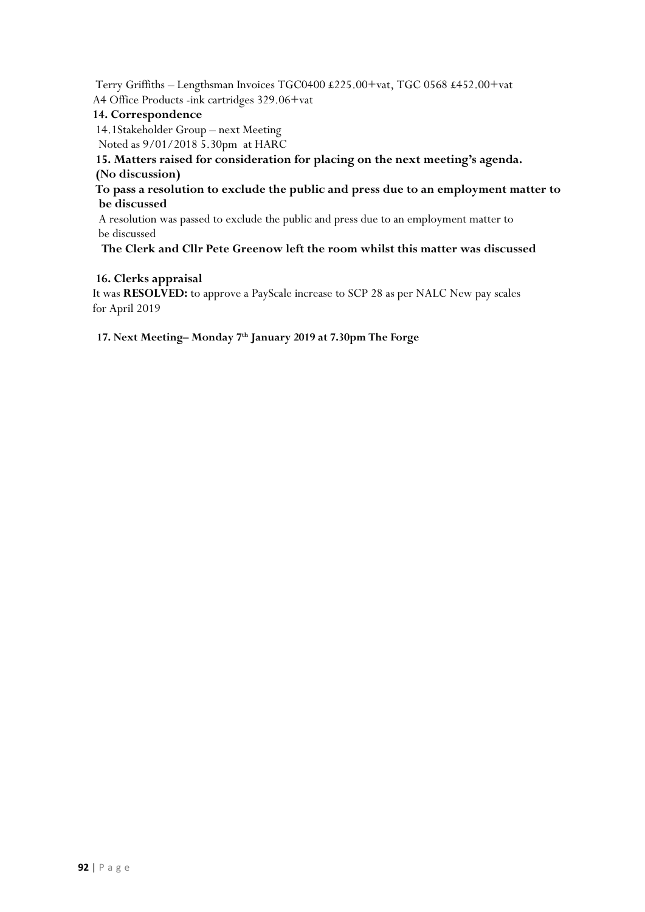Terry Griffiths – Lengthsman Invoices TGC0400 £225.00+vat, TGC 0568 £452.00+vat

A4 Office Products -ink cartridges 329.06+vat

**14. Correspondence**

14.1Stakeholder Group – next Meeting

Noted as 9/01/2018 5.30pm at HARC

**15. Matters raised for consideration for placing on the next meeting's agenda. (No discussion)**

**To pass a resolution to exclude the public and press due to an employment matter to be discussed**

A resolution was passed to exclude the public and press due to an employment matter to be discussed

**The Clerk and Cllr Pete Greenow left the room whilst this matter was discussed**

**16. Clerks appraisal**

It was **RESOLVED:** to approve a PayScale increase to SCP 28 as per NALC New pay scales for April 2019

**17. Next Meeting– Monday 7th January 2019 at 7.30pm The Forge**